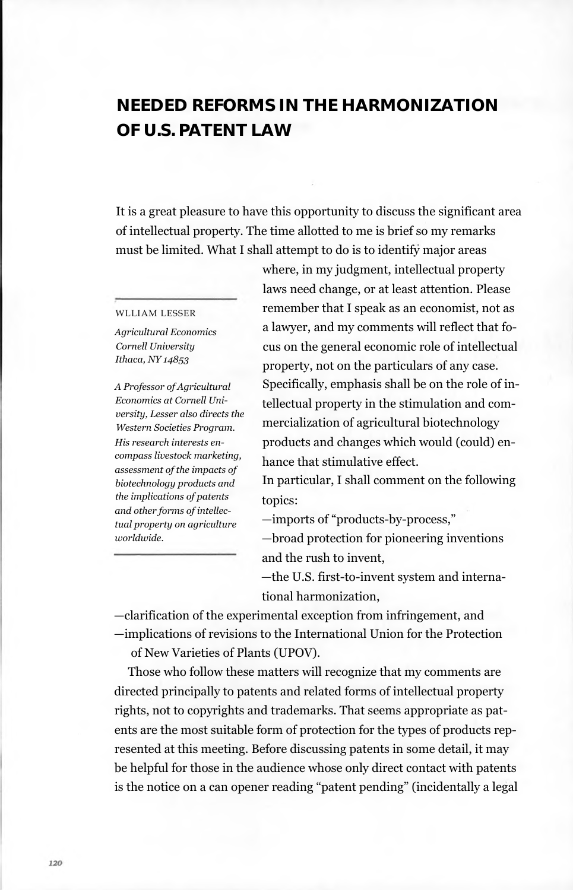# NEEDED REFORMS IN THE HARMONIZATION OF U.S. PATENT LAW

It is a great pleasure to have this opportunity to discuss the significant area of intellectual property. The time allotted to me is brief so my remarks must be limited. What I shall attempt to do is to identify major areas where, in my judgment, intellectual property laws need change, or at least attention. Please remember that I speak as an economist, not as a lawyer, and my comments will reflect that focus on the general economic role of intellectual property, not on the particulars of any case. Specifically, emphasis shall be on the role of intellectual property in the stimulation and commercialization of agricultural biotechnology products and changes which would (could) enhance that stimulative effect.

WLLIAM LESSER

*Agricultural Economics*
*Cornell University*
*Ithaca, NY 14853*

*A Professor of Agricultural Economics at Cornell University, Lesser also directs the Western Societies Program. His research interests encompass livestock marketing, assessment of the impacts of biotechnology products and the implications of patents and other forms of intellectual property on agriculture worldwide.*

In particular, I shall comment on the following topics:

—imports of "products-by-process,"
—broad protection for pioneering inventions and the rush to invent,
—the U.S. first-to-invent system and international harmonization,
—clarification of the experimental exception from infringement, and
—implications of revisions to the International Union for the Protection of New Varieties of Plants (UPOV).

Those who follow these matters will recognize that my comments are directed principally to patents and related forms of intellectual property rights, not to copyrights and trademarks. That seems appropriate as patents are the most suitable form of protection for the types of products represented at this meeting. Before discussing patents in some detail, it may be helpful for those in the audience whose only direct contact with patents is the notice on a can opener reading "patent pending" (incidentally a legal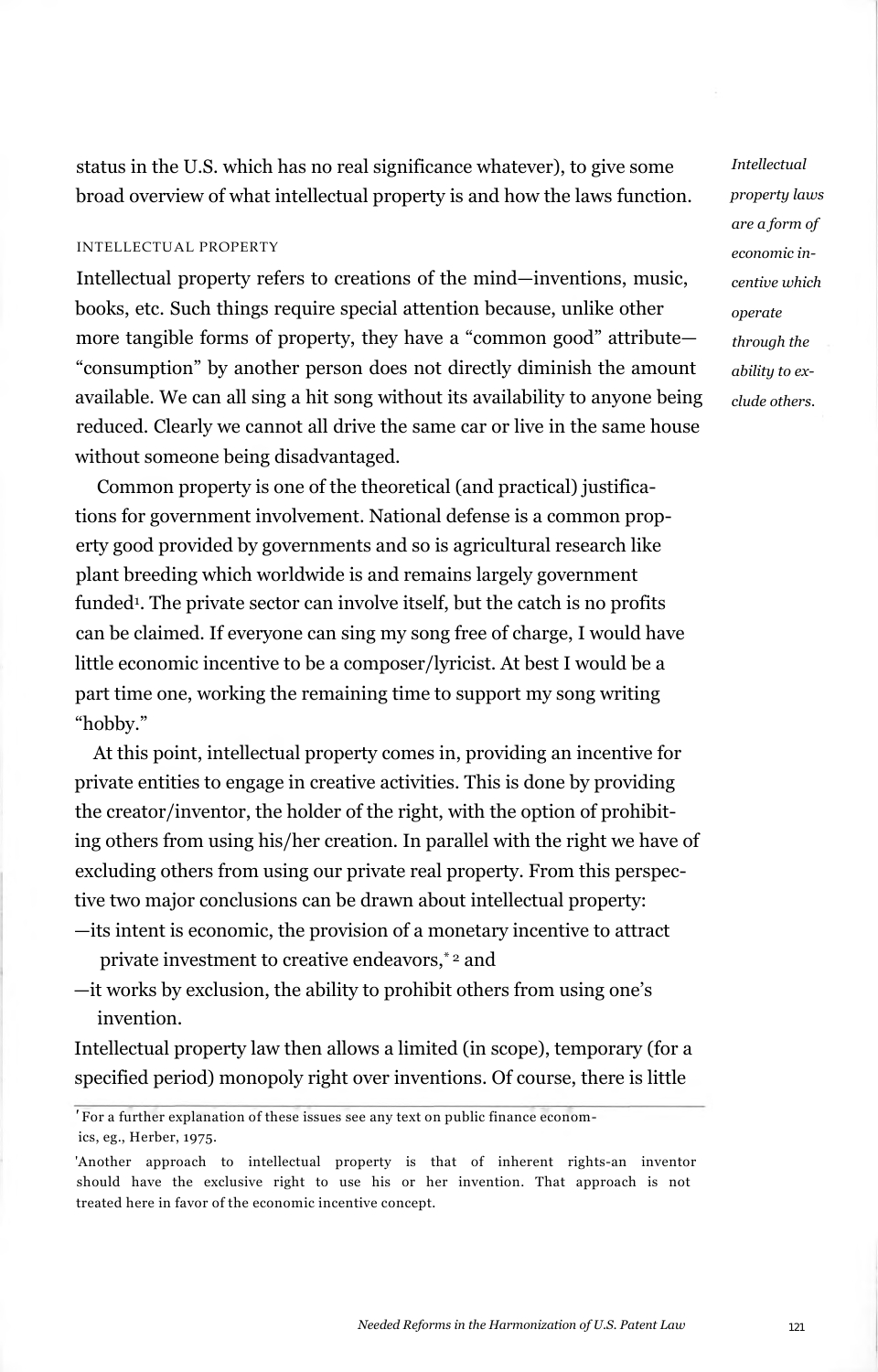status in the U.S. which has no real significance whatever), to give some broad overview of what intellectual property is and how the laws function.

*Intellectual property laws are a form of economic incentive which operate through the ability to exclude others.*

INTELLECTUAL PROPERTY

Intellectual property refers to creations of the mind—inventions, music, books, etc. Such things require special attention because, unlike other more tangible forms of property, they have a "common good" attribute—"consumption" by another person does not directly diminish the amount available. We can all sing a hit song without its availability to anyone being reduced. Clearly we cannot all drive the same car or live in the same house without someone being disadvantaged.

Common property is one of the theoretical (and practical) justifications for government involvement. National defense is a common property good provided by governments and so is agricultural research like plant breeding which worldwide is and remains largely government funded[1]. The private sector can involve itself, but the catch is no profits can be claimed. If everyone can sing my song free of charge, I would have little economic incentive to be a composer/lyricist. At best I would be a part time one, working the remaining time to support my song writing "hobby."

At this point, intellectual property comes in, providing an incentive for private entities to engage in creative activities. This is done by providing the creator/inventor, the holder of the right, with the option of prohibiting others from using his/her creation. In parallel with the right we have of excluding others from using our private real property. From this perspective two major conclusions can be drawn about intellectual property:

—its intent is economic, the provision of a monetary incentive to attract private investment to creative endeavors,[*] [2] and

—it works by exclusion, the ability to prohibit others from using one's invention.

Intellectual property law then allows a limited (in scope), temporary (for a specified period) monopoly right over inventions. Of course, there is little

---

[1] For a further explanation of these issues see any text on public finance economics, eg., Herber, 1975.

[2] Another approach to intellectual property is that of inherent rights-an inventor should have the exclusive right to use his or her invention. That approach is not treated here in favor of the economic incentive concept.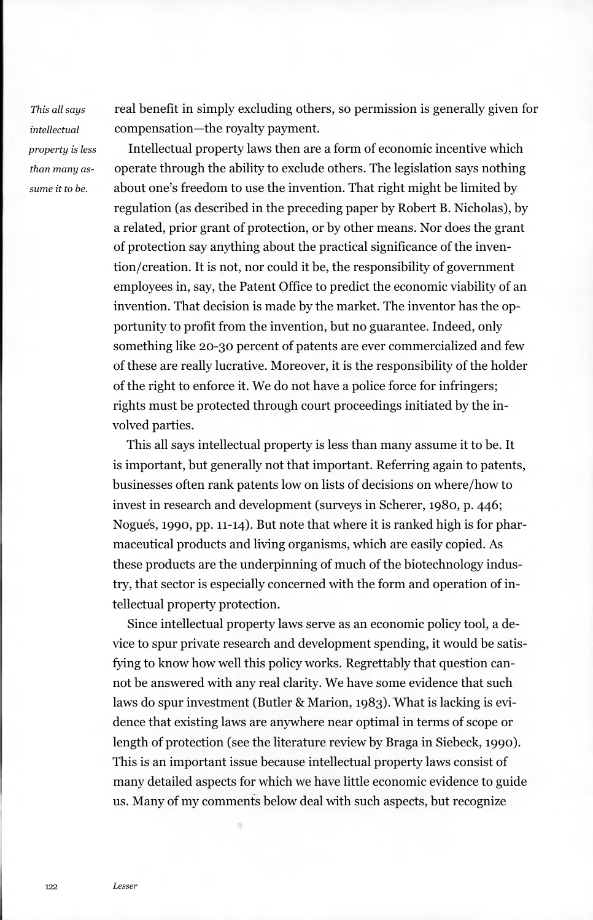real benefit in simply excluding others, so permission is generally given for compensation—the royalty payment.

Intellectual property laws then are a form of economic incentive which operate through the ability to exclude others. The legislation says nothing about one's freedom to use the invention. That right might be limited by regulation (as described in the preceding paper by Robert B. Nicholas), by a related, prior grant of protection, or by other means. Nor does the grant of protection say anything about the practical significance of the invention/creation. It is not, nor could it be, the responsibility of government employees in, say, the Patent Office to predict the economic viability of an invention. That decision is made by the market. The inventor has the opportunity to profit from the invention, but no guarantee. Indeed, only something like 20-30 percent of patents are ever commercialized and few of these are really lucrative. Moreover, it is the responsibility of the holder of the right to enforce it. We do not have a police force for infringers; rights must be protected through court proceedings initiated by the involved parties.

This all says intellectual property is less than many assume it to be. It is important, but generally not that important. Referring again to patents, businesses often rank patents low on lists of decisions on where/how to invest in research and development (surveys in Scherer, 1980, p. 446; Nogués, 1990, pp. 11-14). But note that where it is ranked high is for pharmaceutical products and living organisms, which are easily copied. As these products are the underpinning of much of the biotechnology industry, that sector is especially concerned with the form and operation of intellectual property protection.

Since intellectual property laws serve as an economic policy tool, a device to spur private research and development spending, it would be satisfying to know how well this policy works. Regrettably that question cannot be answered with any real clarity. We have some evidence that such laws do spur investment (Butler & Marion, 1983). What is lacking is evidence that existing laws are anywhere near optimal in terms of scope or length of protection (see the literature review by Braga in Siebeck, 1990). This is an important issue because intellectual property laws consist of many detailed aspects for which we have little economic evidence to guide us. Many of my comments below deal with such aspects, but recognize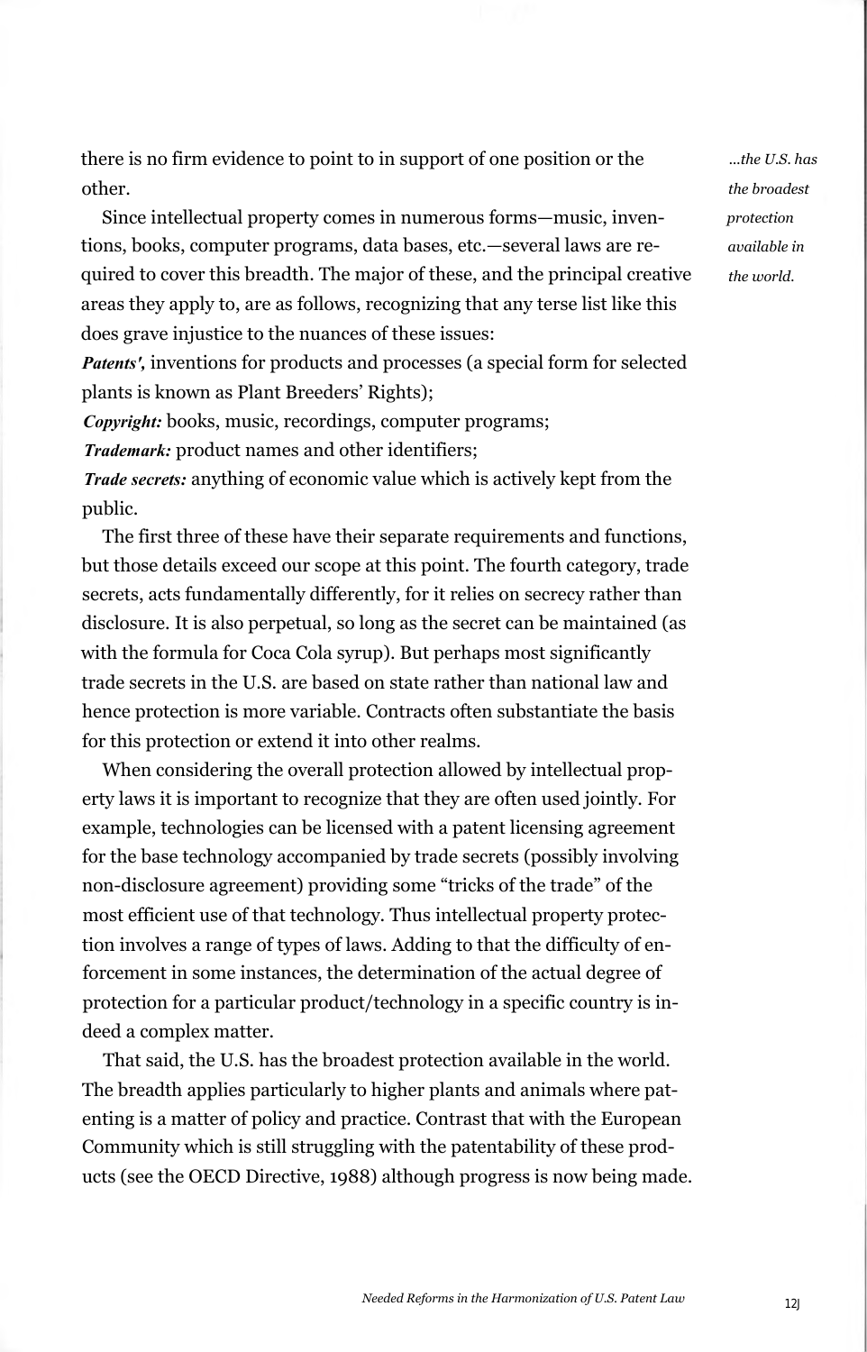there is no firm evidence to point to in support of one position or the other.

*...the U.S. has the broadest protection available in the world.*

Since intellectual property comes in numerous forms—music, inventions, books, computer programs, data bases, etc.—several laws are required to cover this breadth. The major of these, and the principal creative areas they apply to, are as follows, recognizing that any terse list like this does grave injustice to the nuances of these issues:

***Patents',*** inventions for products and processes (a special form for selected plants is known as Plant Breeders' Rights);

***Copyright:*** books, music, recordings, computer programs;

***Trademark:*** product names and other identifiers;

***Trade secrets:*** anything of economic value which is actively kept from the public.

The first three of these have their separate requirements and functions, but those details exceed our scope at this point. The fourth category, trade secrets, acts fundamentally differently, for it relies on secrecy rather than disclosure. It is also perpetual, so long as the secret can be maintained (as with the formula for Coca Cola syrup). But perhaps most significantly trade secrets in the U.S. are based on state rather than national law and hence protection is more variable. Contracts often substantiate the basis for this protection or extend it into other realms.

When considering the overall protection allowed by intellectual property laws it is important to recognize that they are often used jointly. For example, technologies can be licensed with a patent licensing agreement for the base technology accompanied by trade secrets (possibly involving non-disclosure agreement) providing some "tricks of the trade" of the most efficient use of that technology. Thus intellectual property protection involves a range of types of laws. Adding to that the difficulty of enforcement in some instances, the determination of the actual degree of protection for a particular product/technology in a specific country is indeed a complex matter.

That said, the U.S. has the broadest protection available in the world. The breadth applies particularly to higher plants and animals where patenting is a matter of policy and practice. Contrast that with the European Community which is still struggling with the patentability of these products (see the OECD Directive, 1988) although progress is now being made.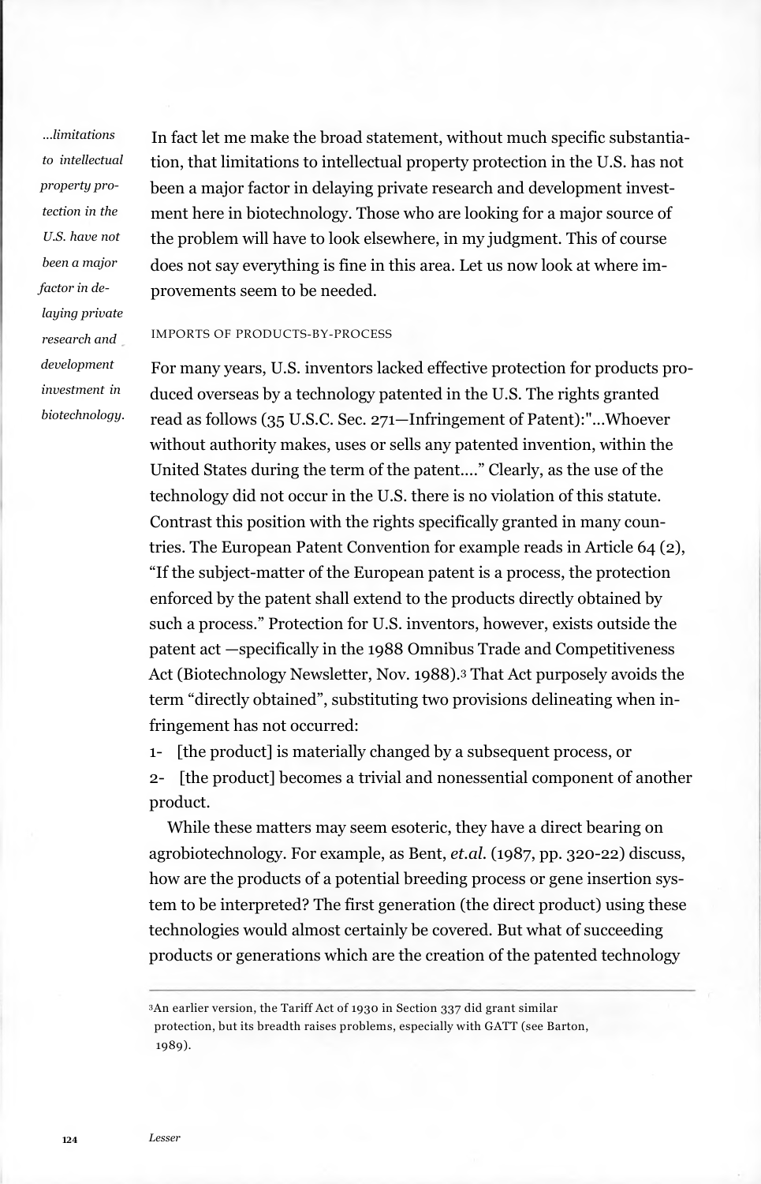*...limitations to intellectual property protection in the U.S. have not been a major factor in delaying private research and development investment in biotechnology.*

In fact let me make the broad statement, without much specific substantiation, that limitations to intellectual property protection in the U.S. has not been a major factor in delaying private research and development investment here in biotechnology. Those who are looking for a major source of the problem will have to look elsewhere, in my judgment. This of course does not say everything is fine in this area. Let us now look at where improvements seem to be needed.

### IMPORTS OF PRODUCTS-BY-PROCESS

For many years, U.S. inventors lacked effective protection for products produced overseas by a technology patented in the U.S. The rights granted read as follows (35 U.S.C. Sec. 271—Infringement of Patent):"...Whoever without authority makes, uses or sells any patented invention, within the United States during the term of the patent...." Clearly, as the use of the technology did not occur in the U.S. there is no violation of this statute. Contrast this position with the rights specifically granted in many countries. The European Patent Convention for example reads in Article 64 (2), "If the subject-matter of the European patent is a process, the protection enforced by the patent shall extend to the products directly obtained by such a process." Protection for U.S. inventors, however, exists outside the patent act —specifically in the 1988 Omnibus Trade and Competitiveness Act (Biotechnology Newsletter, Nov. 1988).[3] That Act purposely avoids the term "directly obtained", substituting two provisions delineating when infringement has not occurred:

1- [the product] is materially changed by a subsequent process, or
2- [the product] becomes a trivial and nonessential component of another product.

While these matters may seem esoteric, they have a direct bearing on agrobiotechnology. For example, as Bent, *et.al.* (1987, pp. 320-22) discuss, how are the products of a potential breeding process or gene insertion system to be interpreted? The first generation (the direct product) using these technologies would almost certainly be covered. But what of succeeding products or generations which are the creation of the patented technology

---

[3] An earlier version, the Tariff Act of 1930 in Section 337 did grant similar protection, but its breadth raises problems, especially with GATT (see Barton, 1989).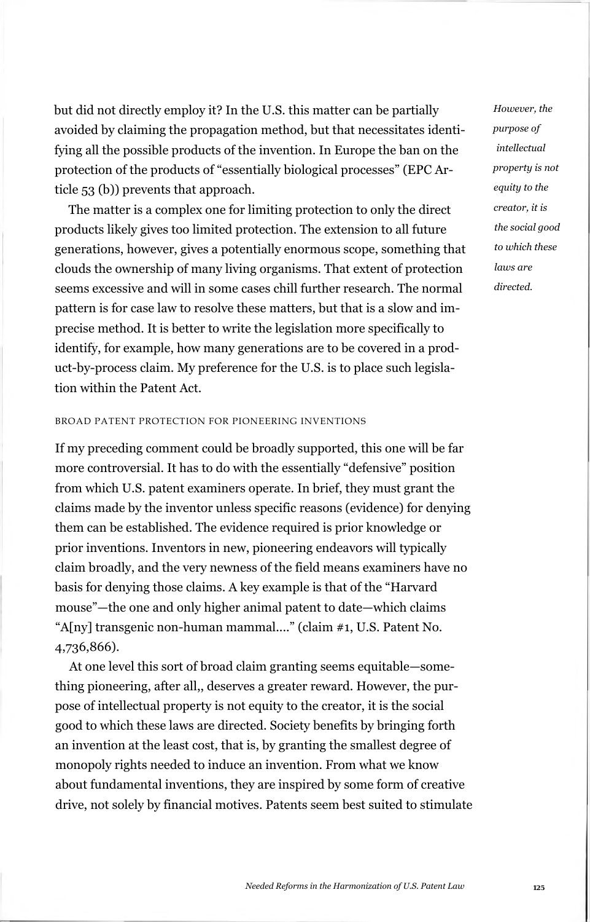but did not directly employ it? In the U.S. this matter can be partially avoided by claiming the propagation method, but that necessitates identifying all the possible products of the invention. In Europe the ban on the protection of the products of "essentially biological processes" (EPC Article 53 (b)) prevents that approach.

The matter is a complex one for limiting protection to only the direct products likely gives too limited protection. The extension to all future generations, however, gives a potentially enormous scope, something that clouds the ownership of many living organisms. That extent of protection seems excessive and will in some cases chill further research. The normal pattern is for case law to resolve these matters, but that is a slow and imprecise method. It is better to write the legislation more specifically to identify, for example, how many generations are to be covered in a product-by-process claim. My preference for the U.S. is to place such legislation within the Patent Act.

### BROAD PATENT PROTECTION FOR PIONEERING INVENTIONS

If my preceding comment could be broadly supported, this one will be far more controversial. It has to do with the essentially "defensive" position from which U.S. patent examiners operate. In brief, they must grant the claims made by the inventor unless specific reasons (evidence) for denying them can be established. The evidence required is prior knowledge or prior inventions. Inventors in new, pioneering endeavors will typically claim broadly, and the very newness of the field means examiners have no basis for denying those claims. A key example is that of the "Harvard mouse"—the one and only higher animal patent to date—which claims "A[ny] transgenic non-human mammal...." (claim #1, U.S. Patent No. 4,736,866).

At one level this sort of broad claim granting seems equitable—something pioneering, after all,, deserves a greater reward. However, the purpose of intellectual property is not equity to the creator, it is the social good to which these laws are directed. Society benefits by bringing forth an invention at the least cost, that is, by granting the smallest degree of monopoly rights needed to induce an invention. From what we know about fundamental inventions, they are inspired by some form of creative drive, not solely by financial motives. Patents seem best suited to stimulate

*However, the purpose of intellectual property is not equity to the creator, it is the social good to which these laws are directed.*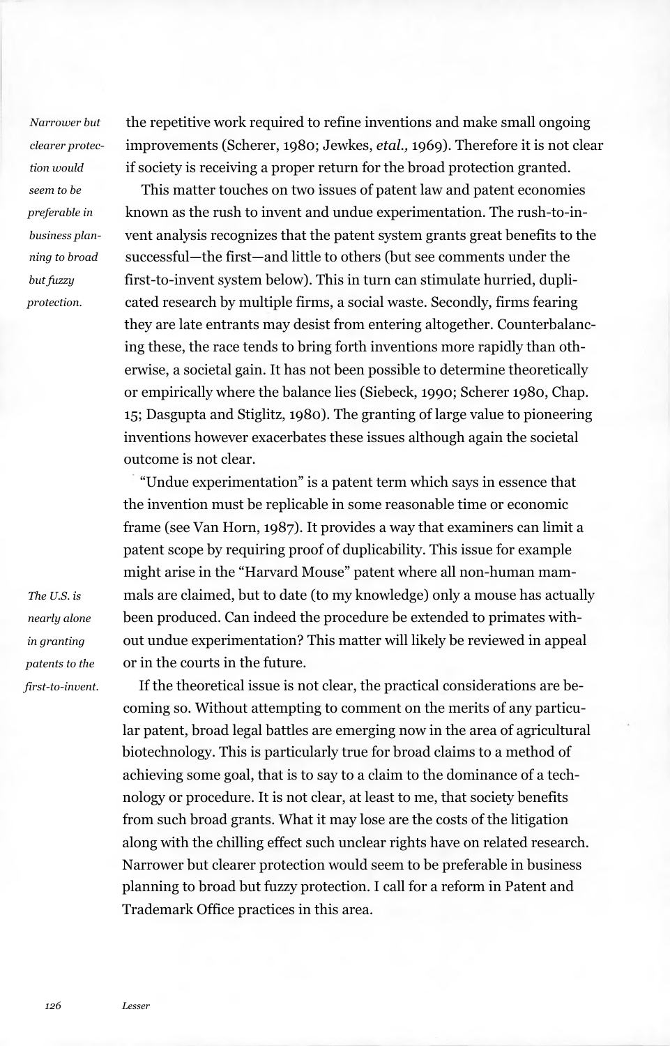the repetitive work required to refine inventions and make small ongoing improvements (Scherer, 1980; Jewkes, *etal.,* 1969). Therefore it is not clear if society is receiving a proper return for the broad protection granted.

*Narrower but clearer protection would seem to be preferable in business planning to broad but fuzzy protection.*

This matter touches on two issues of patent law and patent economies known as the rush to invent and undue experimentation. The rush-to-invent analysis recognizes that the patent system grants great benefits to the successful—the first—and little to others (but see comments under the first-to-invent system below). This in turn can stimulate hurried, duplicated research by multiple firms, a social waste. Secondly, firms fearing they are late entrants may desist from entering altogether. Counterbalancing these, the race tends to bring forth inventions more rapidly than otherwise, a societal gain. It has not been possible to determine theoretically or empirically where the balance lies (Siebeck, 1990; Scherer 1980, Chap. 15; Dasgupta and Stiglitz, 1980). The granting of large value to pioneering inventions however exacerbates these issues although again the societal outcome is not clear.

"Undue experimentation" is a patent term which says in essence that the invention must be replicable in some reasonable time or economic frame (see Van Horn, 1987). It provides a way that examiners can limit a patent scope by requiring proof of duplicability. This issue for example might arise in the "Harvard Mouse" patent where all non-human mammals are claimed, but to date (to my knowledge) only a mouse has actually been produced. Can indeed the procedure be extended to primates without undue experimentation? This matter will likely be reviewed in appeal or in the courts in the future.

*The U.S. is nearly alone in granting patents to the first-to-invent.*

If the theoretical issue is not clear, the practical considerations are becoming so. Without attempting to comment on the merits of any particular patent, broad legal battles are emerging now in the area of agricultural biotechnology. This is particularly true for broad claims to a method of achieving some goal, that is to say to a claim to the dominance of a technology or procedure. It is not clear, at least to me, that society benefits from such broad grants. What it may lose are the costs of the litigation along with the chilling effect such unclear rights have on related research. Narrower but clearer protection would seem to be preferable in business planning to broad but fuzzy protection. I call for a reform in Patent and Trademark Office practices in this area.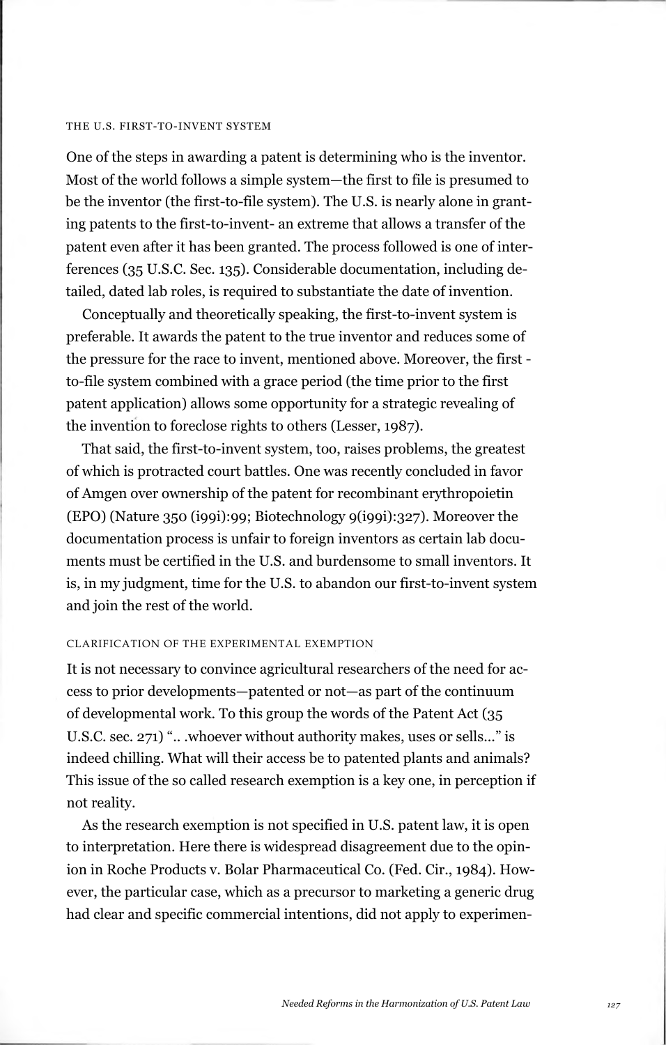### THE U.S. FIRST-TO-INVENT SYSTEM

One of the steps in awarding a patent is determining who is the inventor. Most of the world follows a simple system—the first to file is presumed to be the inventor (the first-to-file system). The U.S. is nearly alone in granting patents to the first-to-invent- an extreme that allows a transfer of the patent even after it has been granted. The process followed is one of interferences (35 U.S.C. Sec. 135). Considerable documentation, including detailed, dated lab roles, is required to substantiate the date of invention.

Conceptually and theoretically speaking, the first-to-invent system is preferable. It awards the patent to the true inventor and reduces some of the pressure for the race to invent, mentioned above. Moreover, the first-to-file system combined with a grace period (the time prior to the first patent application) allows some opportunity for a strategic revealing of the invention to foreclose rights to others (Lesser, 1987).

That said, the first-to-invent system, too, raises problems, the greatest of which is protracted court battles. One was recently concluded in favor of Amgen over ownership of the patent for recombinant erythropoietin (EPO) (Nature 350 (i99i):99; Biotechnology 9(i99i):327). Moreover the documentation process is unfair to foreign inventors as certain lab documents must be certified in the U.S. and burdensome to small inventors. It is, in my judgment, time for the U.S. to abandon our first-to-invent system and join the rest of the world.

### CLARIFICATION OF THE EXPERIMENTAL EXEMPTION

It is not necessary to convince agricultural researchers of the need for access to prior developments—patented or not—as part of the continuum of developmental work. To this group the words of the Patent Act (35 U.S.C. sec. 271) ".. .whoever without authority makes, uses or sells..." is indeed chilling. What will their access be to patented plants and animals? This issue of the so called research exemption is a key one, in perception if not reality.

As the research exemption is not specified in U.S. patent law, it is open to interpretation. Here there is widespread disagreement due to the opinion in Roche Products v. Bolar Pharmaceutical Co. (Fed. Cir., 1984). However, the particular case, which as a precursor to marketing a generic drug had clear and specific commercial intentions, did not apply to experimen-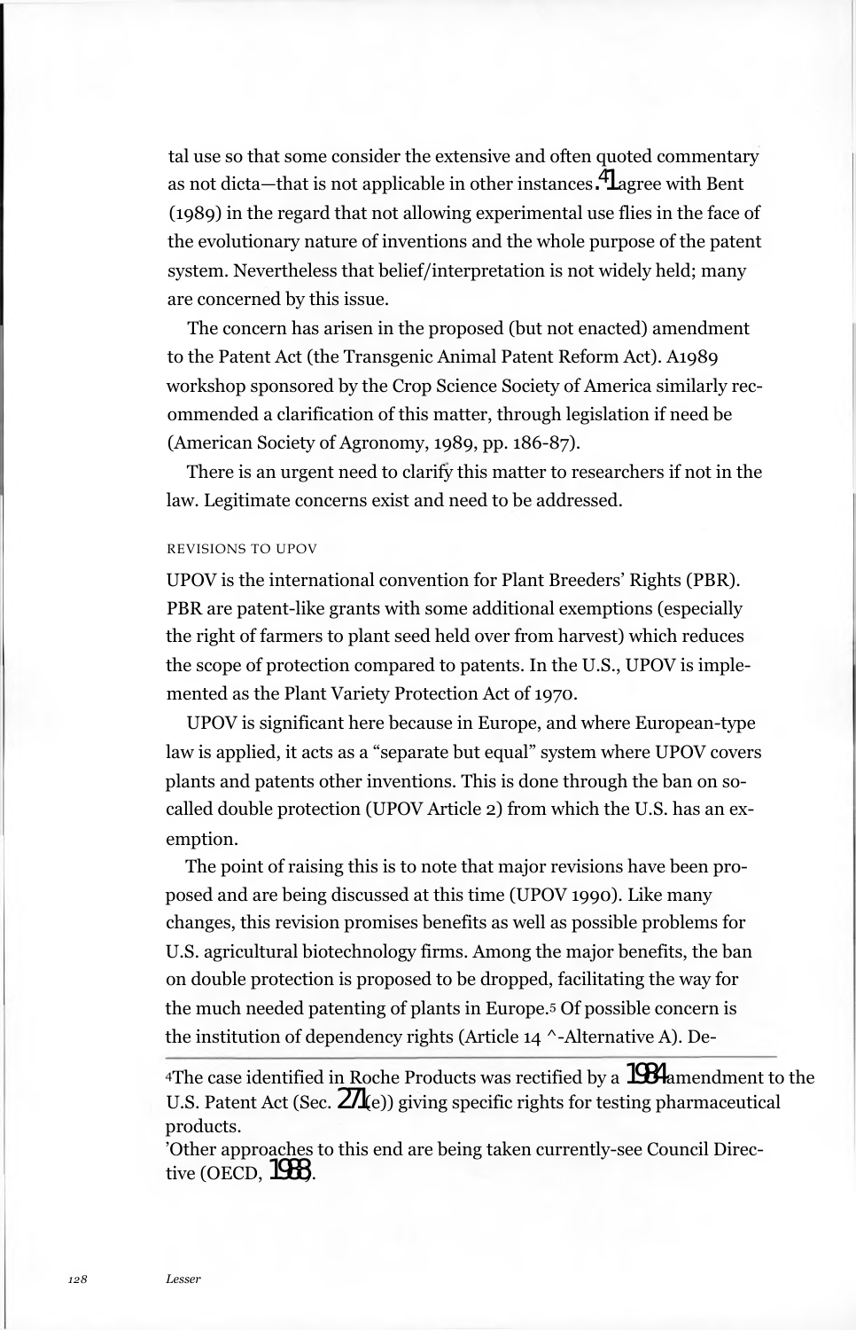tal use so that some consider the extensive and often quoted commentary as not dicta—that is not applicable in other instances.[4] I agree with Bent (1989) in the regard that not allowing experimental use flies in the face of the evolutionary nature of inventions and the whole purpose of the patent system. Nevertheless that belief/interpretation is not widely held; many are concerned by this issue.

The concern has arisen in the proposed (but not enacted) amendment to the Patent Act (the Transgenic Animal Patent Reform Act). A 1989 workshop sponsored by the Crop Science Society of America similarly recommended a clarification of this matter, through legislation if need be (American Society of Agronomy, 1989, pp. 186-87).

There is an urgent need to clarify this matter to researchers if not in the law. Legitimate concerns exist and need to be addressed.

### REVISIONS TO UPOV

UPOV is the international convention for Plant Breeders' Rights (PBR). PBR are patent-like grants with some additional exemptions (especially the right of farmers to plant seed held over from harvest) which reduces the scope of protection compared to patents. In the U.S., UPOV is implemented as the Plant Variety Protection Act of 1970.

UPOV is significant here because in Europe, and where European-type law is applied, it acts as a "separate but equal" system where UPOV covers plants and patents other inventions. This is done through the ban on so-called double protection (UPOV Article 2) from which the U.S. has an exemption.

The point of raising this is to note that major revisions have been proposed and are being discussed at this time (UPOV 1990). Like many changes, this revision promises benefits as well as possible problems for U.S. agricultural biotechnology firms. Among the major benefits, the ban on double protection is proposed to be dropped, facilitating the way for the much needed patenting of plants in Europe.[5] Of possible concern is the institution of dependency rights (Article 14 ^-Alternative A). De-

---

[4] The case identified in Roche Products was rectified by a 1984 amendment to the U.S. Patent Act (Sec. 271(e)) giving specific rights for testing pharmaceutical products.

[5] Other approaches to this end are being taken currently-see Council Directive (OECD, 1988).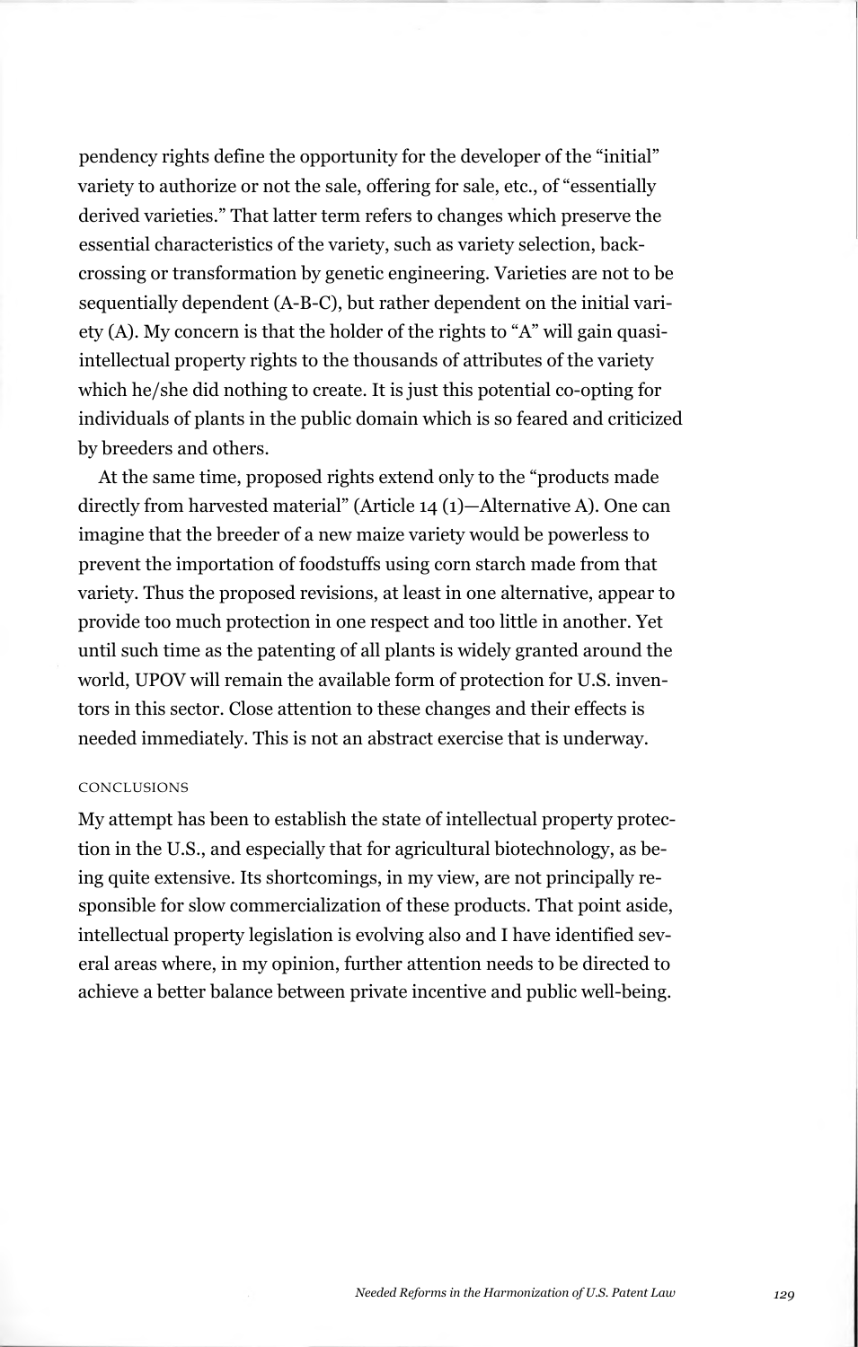pendency rights define the opportunity for the developer of the "initial" variety to authorize or not the sale, offering for sale, etc., of "essentially derived varieties." That latter term refers to changes which preserve the essential characteristics of the variety, such as variety selection, backcrossing or transformation by genetic engineering. Varieties are not to be sequentially dependent (A-B-C), but rather dependent on the initial variety (A). My concern is that the holder of the rights to "A" will gain quasi-intellectual property rights to the thousands of attributes of the variety which he/she did nothing to create. It is just this potential co-opting for individuals of plants in the public domain which is so feared and criticized by breeders and others.

At the same time, proposed rights extend only to the "products made directly from harvested material" (Article 14 (1)—Alternative A). One can imagine that the breeder of a new maize variety would be powerless to prevent the importation of foodstuffs using corn starch made from that variety. Thus the proposed revisions, at least in one alternative, appear to provide too much protection in one respect and too little in another. Yet until such time as the patenting of all plants is widely granted around the world, UPOV will remain the available form of protection for U.S. inventors in this sector. Close attention to these changes and their effects is needed immediately. This is not an abstract exercise that is underway.

## CONCLUSIONS

My attempt has been to establish the state of intellectual property protection in the U.S., and especially that for agricultural biotechnology, as being quite extensive. Its shortcomings, in my view, are not principally responsible for slow commercialization of these products. That point aside, intellectual property legislation is evolving also and I have identified several areas where, in my opinion, further attention needs to be directed to achieve a better balance between private incentive and public well-being.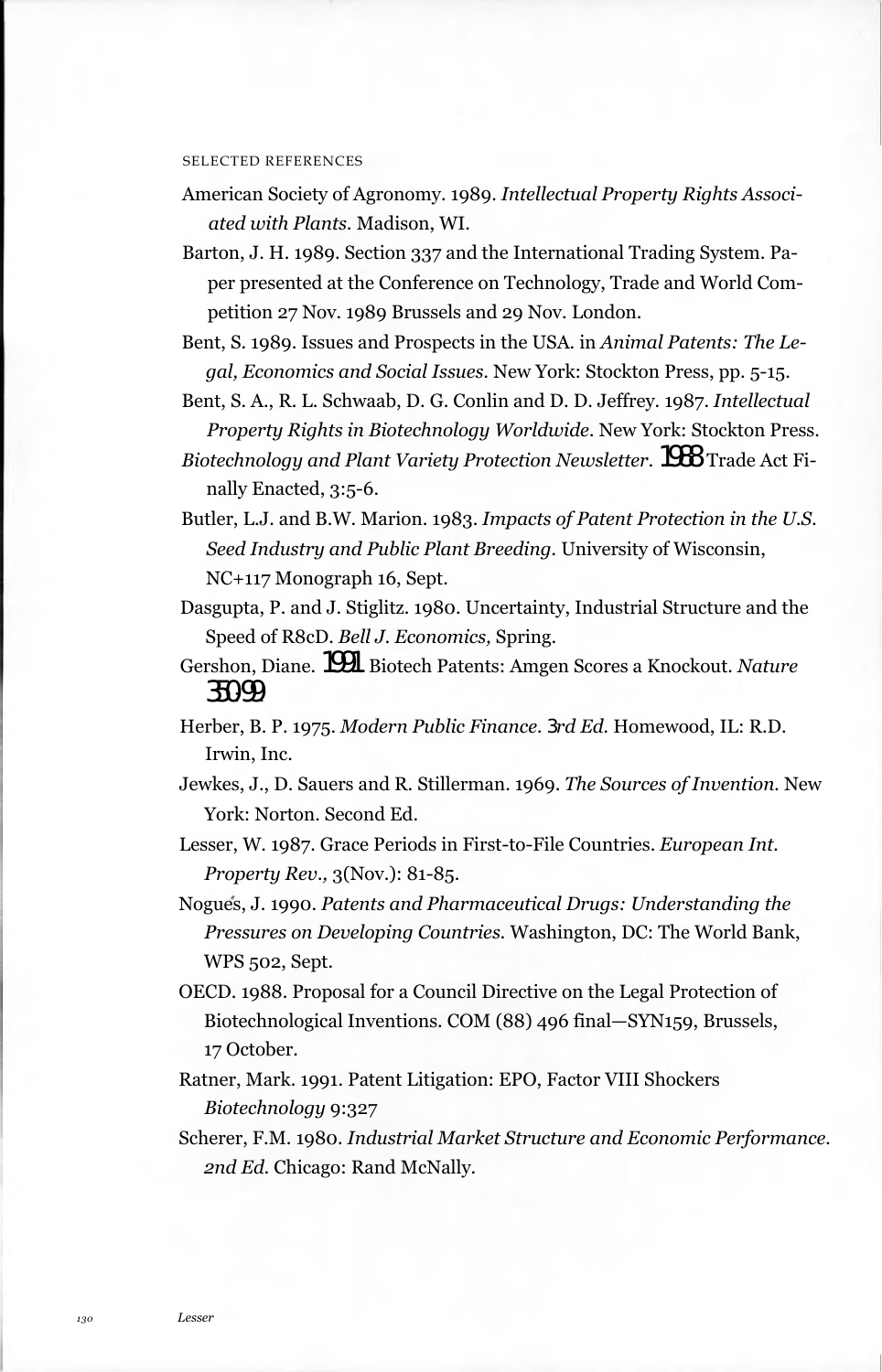SELECTED REFERENCES

American Society of Agronomy. 1989. *Intellectual Property Rights Associated with Plants*. Madison, WI.

Barton, J. H. 1989. Section 337 and the International Trading System. Paper presented at the Conference on Technology, Trade and World Competition 27 Nov. 1989 Brussels and 29 Nov. London.

Bent, S. 1989. Issues and Prospects in the USA. in *Animal Patents: The Legal, Economics and Social Issues*. New York: Stockton Press, pp. 5-15.

Bent, S. A., R. L. Schwaab, D. G. Conlin and D. D. Jeffrey. 1987. *Intellectual Property Rights in Biotechnology Worldwide*. New York: Stockton Press.

*Biotechnology and Plant Variety Protection Newsletter*. 1988 Trade Act Finally Enacted, 3:5-6.

Butler, L.J. and B.W. Marion. 1983. *Impacts of Patent Protection in the U.S. Seed Industry and Public Plant Breeding*. University of Wisconsin, NC+117 Monograph 16, Sept.

Dasgupta, P. and J. Stiglitz. 1980. Uncertainty, Industrial Structure and the Speed of R8cD. *Bell J. Economics,* Spring.

Gershon, Diane. 1991 Biotech Patents: Amgen Scores a Knockout. *Nature* 350:99

Herber, B. P. 1975. *Modern Public Finance. 3rd Ed.* Homewood, IL: R.D. Irwin, Inc.

Jewkes, J., D. Sauers and R. Stillerman. 1969. *The Sources of Invention*. New York: Norton. Second Ed.

Lesser, W. 1987. Grace Periods in First-to-File Countries. *European Int. Property Rev.,* 3(Nov.): 81-85.

Nogués, J. 1990. *Patents and Pharmaceutical Drugs: Understanding the Pressures on Developing Countries*. Washington, DC: The World Bank, WPS 502, Sept.

OECD. 1988. Proposal for a Council Directive on the Legal Protection of Biotechnological Inventions. COM (88) 496 final—SYN159, Brussels, 17 October.

Ratner, Mark. 1991. Patent Litigation: EPO, Factor VIII Shockers *Biotechnology* 9:327

Scherer, F.M. 1980. *Industrial Market Structure and Economic Performance. 2nd Ed.* Chicago: Rand McNally.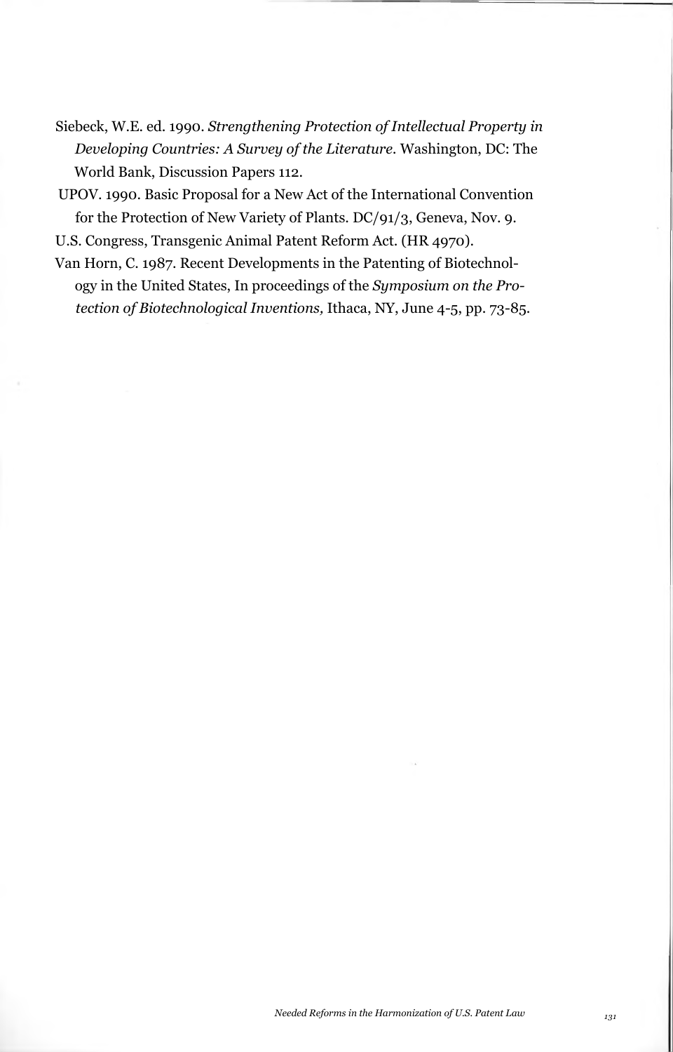Siebeck, W.E. ed. 1990. *Strengthening Protection of Intellectual Property in Developing Countries: A Survey of the Literature*. Washington, DC: The World Bank, Discussion Papers 112.

UPOV. 1990. Basic Proposal for a New Act of the International Convention for the Protection of New Variety of Plants. DC/91/3, Geneva, Nov. 9.

U.S. Congress, Transgenic Animal Patent Reform Act. (HR 4970).

Van Horn, C. 1987. Recent Developments in the Patenting of Biotechnology in the United States, In proceedings of the *Symposium on the Protection of Biotechnological Inventions,* Ithaca, NY, June 4-5, pp. 73-85.